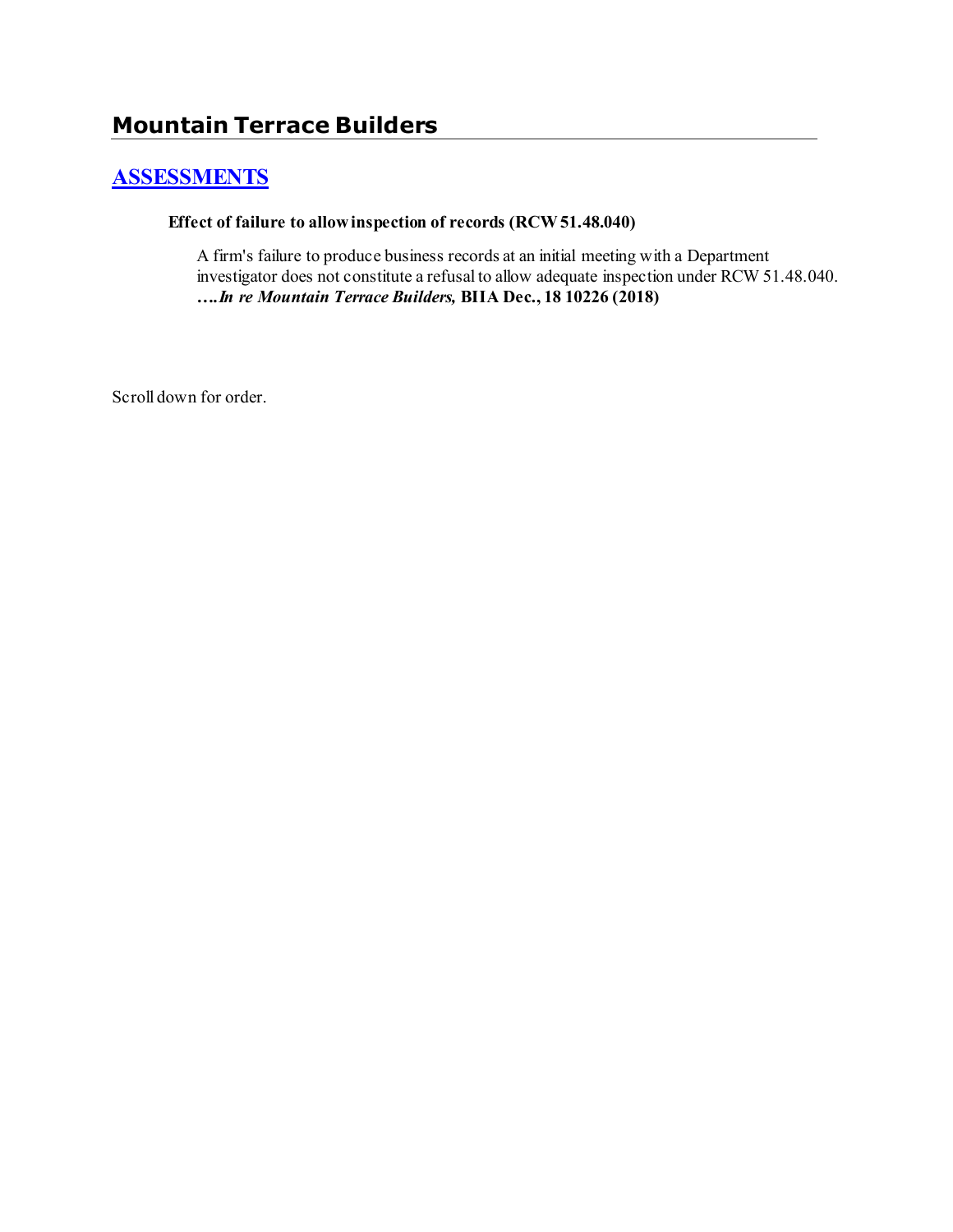# Mountain Terrace Builders

## ASSESSMENTS

**Effect of failure to allow inspection of records (RCW 51.48.040)**

A firm's failure to produce business records at an initial meeting with a Department investigator does not constitute a refusal to allow adequate inspection under RCW 51.48.040. ***….In re Mountain Terrace Builders,* BIIA Dec., 18 10226 (2018)**

Scroll down for order.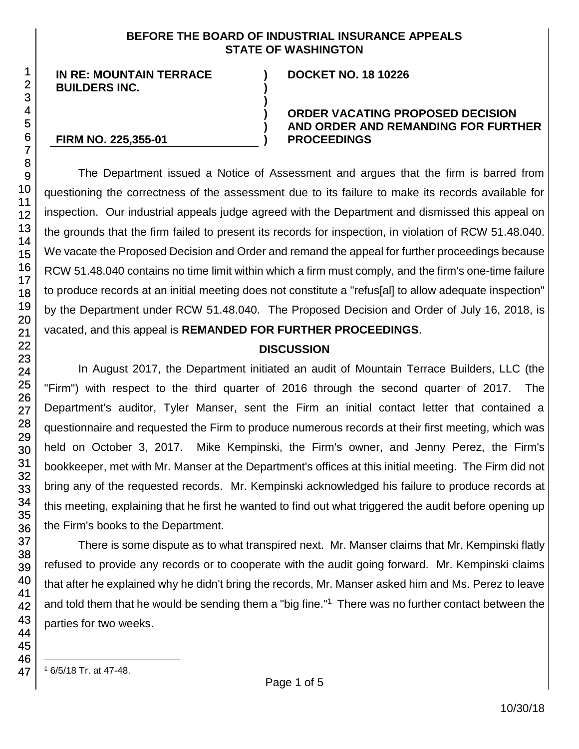**BEFORE THE BOARD OF INDUSTRIAL INSURANCE APPEALS STATE OF WASHINGTON**

| | | |
|---|---|---|
| **IN RE: MOUNTAIN TERRACE BUILDERS INC.** | **)** | **DOCKET NO. 18 10226** |
| | **)** | |
| | **)** | |
| | **)** | **ORDER VACATING PROPOSED DECISION AND ORDER AND REMANDING FOR FURTHER PROCEEDINGS** |
| **FIRM NO. 225,355-01** | **)** | |

The Department issued a Notice of Assessment and argues that the firm is barred from questioning the correctness of the assessment due to its failure to make its records available for inspection. Our industrial appeals judge agreed with the Department and dismissed this appeal on the grounds that the firm failed to present its records for inspection, in violation of RCW 51.48.040. We vacate the Proposed Decision and Order and remand the appeal for further proceedings because RCW 51.48.040 contains no time limit within which a firm must comply, and the firm's one-time failure to produce records at an initial meeting does not constitute a "refus[al] to allow adequate inspection" by the Department under RCW 51.48.040. The Proposed Decision and Order of July 16, 2018, is vacated, and this appeal is **REMANDED FOR FURTHER PROCEEDINGS**.

## DISCUSSION

In August 2017, the Department initiated an audit of Mountain Terrace Builders, LLC (the "Firm") with respect to the third quarter of 2016 through the second quarter of 2017. The Department's auditor, Tyler Manser, sent the Firm an initial contact letter that contained a questionnaire and requested the Firm to produce numerous records at their first meeting, which was held on October 3, 2017. Mike Kempinski, the Firm's owner, and Jenny Perez, the Firm's bookkeeper, met with Mr. Manser at the Department's offices at this initial meeting. The Firm did not bring any of the requested records. Mr. Kempinski acknowledged his failure to produce records at this meeting, explaining that he first he wanted to find out what triggered the audit before opening up the Firm's books to the Department.

There is some dispute as to what transpired next. Mr. Manser claims that Mr. Kempinski flatly refused to provide any records or to cooperate with the audit going forward. Mr. Kempinski claims that after he explained why he didn't bring the records, Mr. Manser asked him and Ms. Perez to leave and told them that he would be sending them a "big fine."[1] There was no further contact between the parties for two weeks.

[1] 6/5/18 Tr. at 47-48.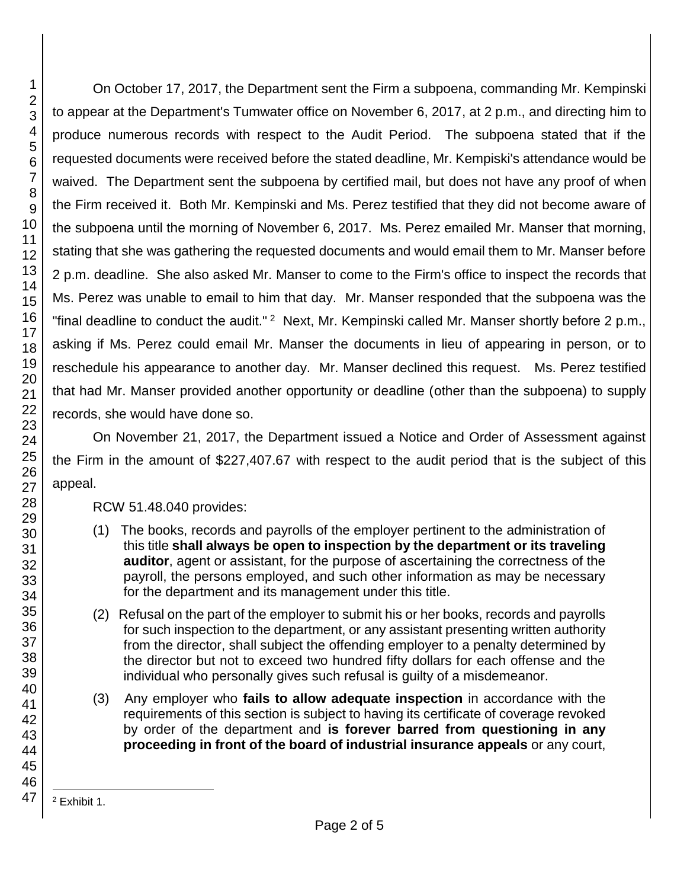On October 17, 2017, the Department sent the Firm a subpoena, commanding Mr. Kempinski to appear at the Department's Tumwater office on November 6, 2017, at 2 p.m., and directing him to produce numerous records with respect to the Audit Period. The subpoena stated that if the requested documents were received before the stated deadline, Mr. Kempiski's attendance would be waived. The Department sent the subpoena by certified mail, but does not have any proof of when the Firm received it. Both Mr. Kempinski and Ms. Perez testified that they did not become aware of the subpoena until the morning of November 6, 2017. Ms. Perez emailed Mr. Manser that morning, stating that she was gathering the requested documents and would email them to Mr. Manser before 2 p.m. deadline. She also asked Mr. Manser to come to the Firm's office to inspect the records that Ms. Perez was unable to email to him that day. Mr. Manser responded that the subpoena was the "final deadline to conduct the audit." [2] Next, Mr. Kempinski called Mr. Manser shortly before 2 p.m., asking if Ms. Perez could email Mr. Manser the documents in lieu of appearing in person, or to reschedule his appearance to another day. Mr. Manser declined this request. Ms. Perez testified that had Mr. Manser provided another opportunity or deadline (other than the subpoena) to supply records, she would have done so.

On November 21, 2017, the Department issued a Notice and Order of Assessment against the Firm in the amount of $227,407.67 with respect to the audit period that is the subject of this appeal.

RCW 51.48.040 provides:

> (1) The books, records and payrolls of the employer pertinent to the administration of this title **shall always be open to inspection by the department or its traveling auditor**, agent or assistant, for the purpose of ascertaining the correctness of the payroll, the persons employed, and such other information as may be necessary for the department and its management under this title.
>
> (2) Refusal on the part of the employer to submit his or her books, records and payrolls for such inspection to the department, or any assistant presenting written authority from the director, shall subject the offending employer to a penalty determined by the director but not to exceed two hundred fifty dollars for each offense and the individual who personally gives such refusal is guilty of a misdemeanor.
>
> (3) Any employer who **fails to allow adequate inspection** in accordance with the requirements of this section is subject to having its certificate of coverage revoked by order of the department and **is forever barred from questioning in any proceeding in front of the board of industrial insurance appeals** or any court,

[2] Exhibit 1.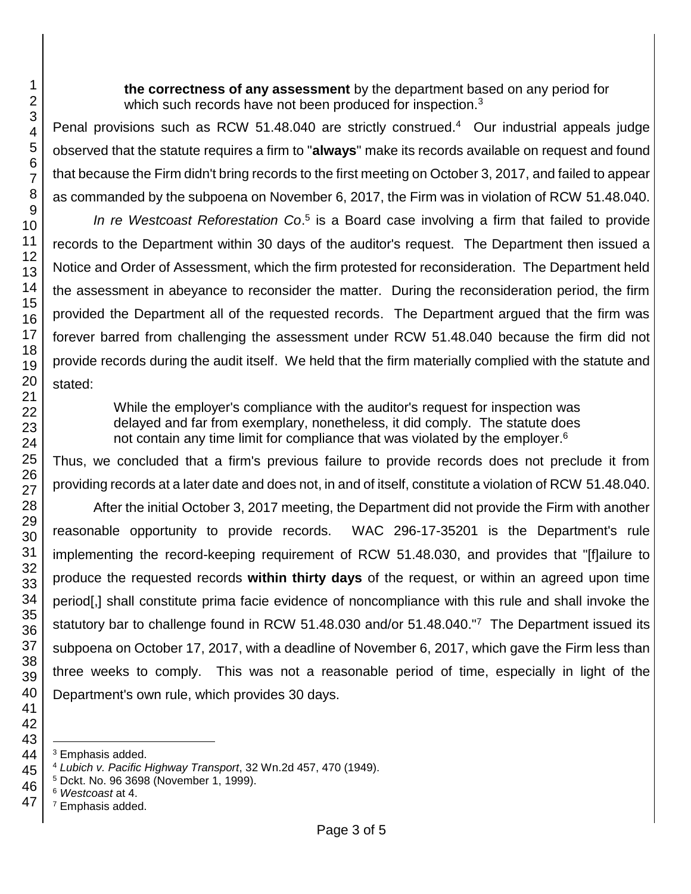> **the correctness of any assessment** by the department based on any period for which such records have not been produced for inspection.[3]

Penal provisions such as RCW 51.48.040 are strictly construed.[4] Our industrial appeals judge observed that the statute requires a firm to "**always**" make its records available on request and found that because the Firm didn't bring records to the first meeting on October 3, 2017, and failed to appear as commanded by the subpoena on November 6, 2017, the Firm was in violation of RCW 51.48.040.

*In re Westcoast Reforestation Co*.[5] is a Board case involving a firm that failed to provide records to the Department within 30 days of the auditor's request. The Department then issued a Notice and Order of Assessment, which the firm protested for reconsideration. The Department held the assessment in abeyance to reconsider the matter. During the reconsideration period, the firm provided the Department all of the requested records. The Department argued that the firm was forever barred from challenging the assessment under RCW 51.48.040 because the firm did not provide records during the audit itself. We held that the firm materially complied with the statute and stated:

> While the employer's compliance with the auditor's request for inspection was delayed and far from exemplary, nonetheless, it did comply. The statute does not contain any time limit for compliance that was violated by the employer.[6]

Thus, we concluded that a firm's previous failure to provide records does not preclude it from providing records at a later date and does not, in and of itself, constitute a violation of RCW 51.48.040.

After the initial October 3, 2017 meeting, the Department did not provide the Firm with another reasonable opportunity to provide records. WAC 296-17-35201 is the Department's rule implementing the record-keeping requirement of RCW 51.48.030, and provides that "[f]ailure to produce the requested records **within thirty days** of the request, or within an agreed upon time period[,] shall constitute prima facie evidence of noncompliance with this rule and shall invoke the statutory bar to challenge found in RCW 51.48.030 and/or 51.48.040."[7] The Department issued its subpoena on October 17, 2017, with a deadline of November 6, 2017, which gave the Firm less than three weeks to comply. This was not a reasonable period of time, especially in light of the Department's own rule, which provides 30 days.

---

[3] Emphasis added.
[4] *Lubich v. Pacific Highway Transport*, 32 Wn.2d 457, 470 (1949).
[5] Dckt. No. 96 3698 (November 1, 1999).
[6] *Westcoast* at 4.
[7] Emphasis added.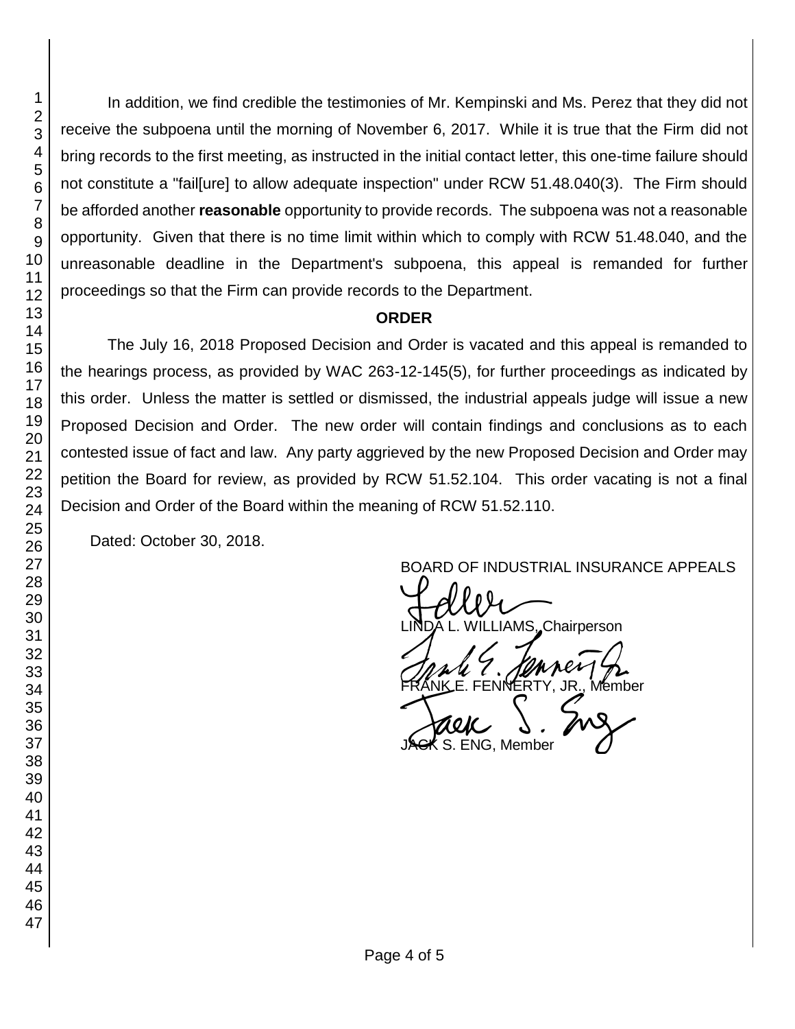In addition, we find credible the testimonies of Mr. Kempinski and Ms. Perez that they did not receive the subpoena until the morning of November 6, 2017. While it is true that the Firm did not bring records to the first meeting, as instructed in the initial contact letter, this one-time failure should not constitute a "fail[ure] to allow adequate inspection" under RCW 51.48.040(3). The Firm should be afforded another **reasonable** opportunity to provide records. The subpoena was not a reasonable opportunity. Given that there is no time limit within which to comply with RCW 51.48.040, and the unreasonable deadline in the Department's subpoena, this appeal is remanded for further proceedings so that the Firm can provide records to the Department.

**ORDER**

The July 16, 2018 Proposed Decision and Order is vacated and this appeal is remanded to the hearings process, as provided by WAC 263-12-145(5), for further proceedings as indicated by this order. Unless the matter is settled or dismissed, the industrial appeals judge will issue a new Proposed Decision and Order. The new order will contain findings and conclusions as to each contested issue of fact and law. Any party aggrieved by the new Proposed Decision and Order may petition the Board for review, as provided by RCW 51.52.104. This order vacating is not a final Decision and Order of the Board within the meaning of RCW 51.52.110.

Dated: October 30, 2018.

BOARD OF INDUSTRIAL INSURANCE APPEALS

LINDA L. WILLIAMS, Chairperson

FRANK E. FENNERTY, JR., Member

JACK S. ENG, Member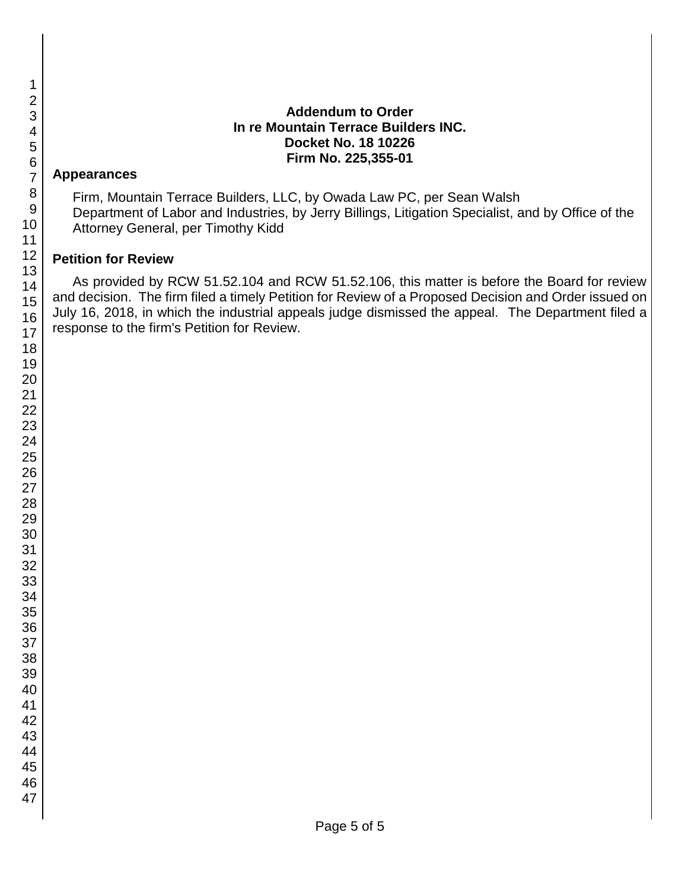**Addendum to Order**
**In re Mountain Terrace Builders INC.**
**Docket No. 18 10226**
**Firm No. 225,355-01**

## Appearances

Firm, Mountain Terrace Builders, LLC, by Owada Law PC, per Sean Walsh

Department of Labor and Industries, by Jerry Billings, Litigation Specialist, and by Office of the Attorney General, per Timothy Kidd

## Petition for Review

As provided by RCW 51.52.104 and RCW 51.52.106, this matter is before the Board for review and decision. The firm filed a timely Petition for Review of a Proposed Decision and Order issued on July 16, 2018, in which the industrial appeals judge dismissed the appeal. The Department filed a response to the firm's Petition for Review.